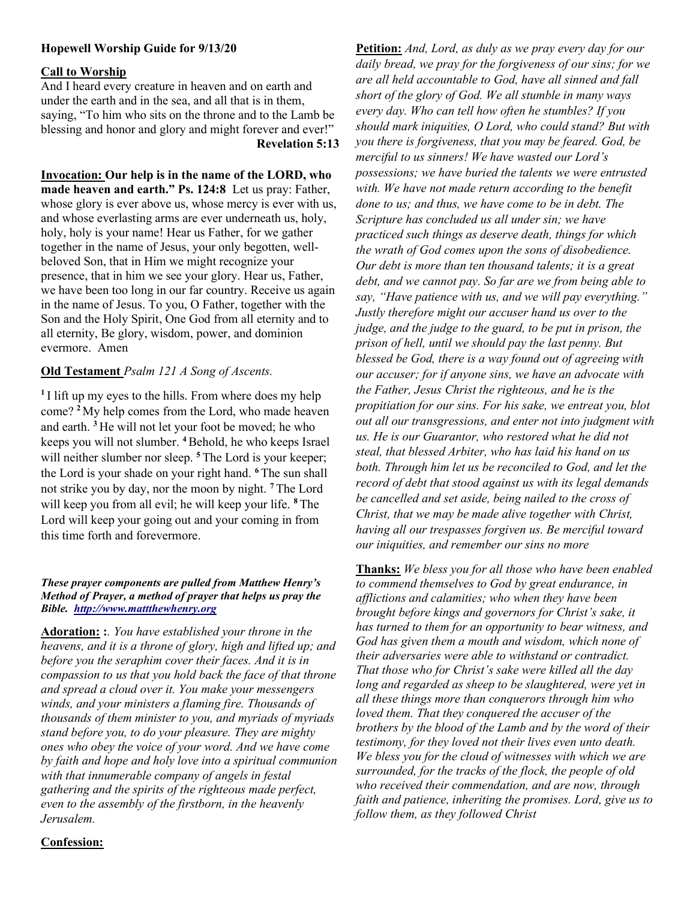**Hopewell Worship Guide for 9/13/20**

**Call to Worship**

And I heard every creature in heaven and on earth and under the earth and in the sea, and all that is in them, saying, "To him who sits on the throne and to the Lamb be blessing and honor and glory and might forever and ever!" **Revelation 5:13**

**Invocation: Our help is in the name of the LORD, who made heaven and earth." Ps. 124:8** Let us pray: Father, whose glory is ever above us, whose mercy is ever with us, and whose everlasting arms are ever underneath us, holy, holy, holy is your name! Hear us Father, for we gather together in the name of Jesus, your only begotten, well-beloved Son, that in Him we might recognize your presence, that in him we see your glory. Hear us, Father, we have been too long in our far country. Receive us again in the name of Jesus. To you, O Father, together with the Son and the Holy Spirit, One God from all eternity and to all eternity, Be glory, wisdom, power, and dominion evermore. Amen

**Old Testament** *Psalm 121 A Song of Ascents.*

[1] I lift up my eyes to the hills. From where does my help come? [2] My help comes from the Lord, who made heaven and earth. [3] He will not let your foot be moved; he who keeps you will not slumber. [4] Behold, he who keeps Israel will neither slumber nor sleep. [5] The Lord is your keeper; the Lord is your shade on your right hand. [6] The sun shall not strike you by day, nor the moon by night. [7] The Lord will keep you from all evil; he will keep your life. [8] The Lord will keep your going out and your coming in from this time forth and forevermore.

***These prayer components are pulled from Matthew Henry's Method of Prayer, a method of prayer that helps us pray the Bible. [http://www.mattthewhenry.org](http://www.mattthewhenry.org)***

**Adoration: :** *. You have established your throne in the heavens, and it is a throne of glory, high and lifted up; and before you the seraphim cover their faces. And it is in compassion to us that you hold back the face of that throne and spread a cloud over it. You make your messengers winds, and your ministers a flaming fire. Thousands of thousands of them minister to you, and myriads of myriads stand before you, to do your pleasure. They are mighty ones who obey the voice of your word. And we have come by faith and hope and holy love into a spiritual communion with that innumerable company of angels in festal gathering and the spirits of the righteous made perfect, even to the assembly of the firstborn, in the heavenly Jerusalem.*

**Confession:**

**Petition:** *And, Lord, as duly as we pray every day for our daily bread, we pray for the forgiveness of our sins; for we are all held accountable to God, have all sinned and fall short of the glory of God. We all stumble in many ways every day. Who can tell how often he stumbles? If you should mark iniquities, O Lord, who could stand? But with you there is forgiveness, that you may be feared. God, be merciful to us sinners! We have wasted our Lord's possessions; we have buried the talents we were entrusted with. We have not made return according to the benefit done to us; and thus, we have come to be in debt. The Scripture has concluded us all under sin; we have practiced such things as deserve death, things for which the wrath of God comes upon the sons of disobedience. Our debt is more than ten thousand talents; it is a great debt, and we cannot pay. So far are we from being able to say, "Have patience with us, and we will pay everything." Justly therefore might our accuser hand us over to the judge, and the judge to the guard, to be put in prison, the prison of hell, until we should pay the last penny. But blessed be God, there is a way found out of agreeing with our accuser; for if anyone sins, we have an advocate with the Father, Jesus Christ the righteous, and he is the propitiation for our sins. For his sake, we entreat you, blot out all our transgressions, and enter not into judgment with us. He is our Guarantor, who restored what he did not steal, that blessed Arbiter, who has laid his hand on us both. Through him let us be reconciled to God, and let the record of debt that stood against us with its legal demands be cancelled and set aside, being nailed to the cross of Christ, that we may be made alive together with Christ, having all our trespasses forgiven us. Be merciful toward our iniquities, and remember our sins no more*

**Thanks:** *We bless you for all those who have been enabled to commend themselves to God by great endurance, in afflictions and calamities; who when they have been brought before kings and governors for Christ's sake, it has turned to them for an opportunity to bear witness, and God has given them a mouth and wisdom, which none of their adversaries were able to withstand or contradict. That those who for Christ's sake were killed all the day long and regarded as sheep to be slaughtered, were yet in all these things more than conquerors through him who loved them. That they conquered the accuser of the brothers by the blood of the Lamb and by the word of their testimony, for they loved not their lives even unto death. We bless you for the cloud of witnesses with which we are surrounded, for the tracks of the flock, the people of old who received their commendation, and are now, through faith and patience, inheriting the promises. Lord, give us to follow them, as they followed Christ*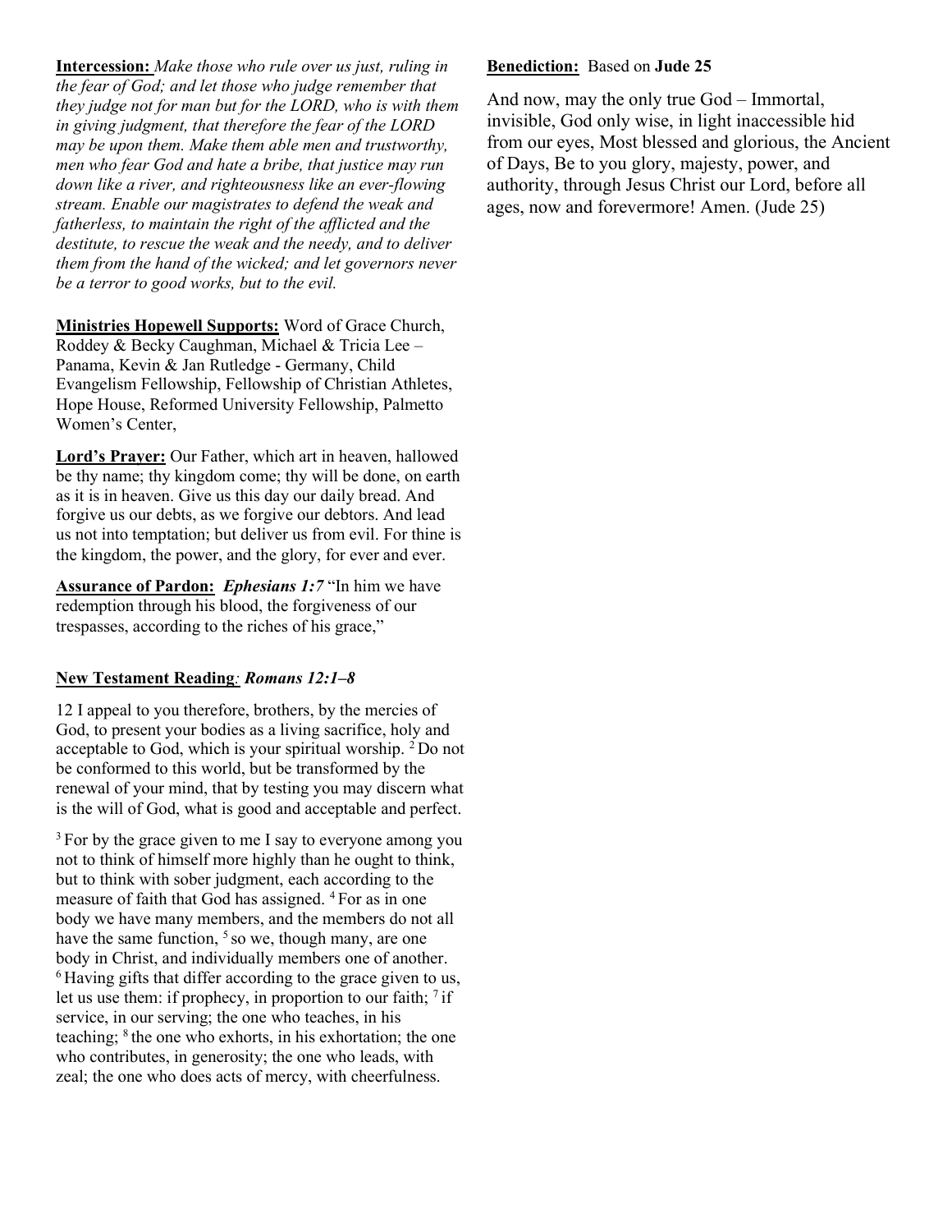**Intercession:** *Make those who rule over us just, ruling in the fear of God; and let those who judge remember that they judge not for man but for the LORD, who is with them in giving judgment, that therefore the fear of the LORD may be upon them. Make them able men and trustworthy, men who fear God and hate a bribe, that justice may run down like a river, and righteousness like an ever-flowing stream. Enable our magistrates to defend the weak and fatherless, to maintain the right of the afflicted and the destitute, to rescue the weak and the needy, and to deliver them from the hand of the wicked; and let governors never be a terror to good works, but to the evil.*

**Ministries Hopewell Supports:** Word of Grace Church, Roddey & Becky Caughman, Michael & Tricia Lee – Panama, Kevin & Jan Rutledge - Germany, Child Evangelism Fellowship, Fellowship of Christian Athletes, Hope House, Reformed University Fellowship, Palmetto Women's Center,

**Lord's Prayer:** Our Father, which art in heaven, hallowed be thy name; thy kingdom come; thy will be done, on earth as it is in heaven. Give us this day our daily bread. And forgive us our debts, as we forgive our debtors. And lead us not into temptation; but deliver us from evil. For thine is the kingdom, the power, and the glory, for ever and ever.

**Assurance of Pardon:** ***Ephesians 1:7*** "In him we have redemption through his blood, the forgiveness of our trespasses, according to the riches of his grace,"

**New Testament Reading***:* ***Romans 12:1–8***

12 I appeal to you therefore, brothers, by the mercies of God, to present your bodies as a living sacrifice, holy and acceptable to God, which is your spiritual worship. [2] Do not be conformed to this world, but be transformed by the renewal of your mind, that by testing you may discern what is the will of God, what is good and acceptable and perfect.

[3] For by the grace given to me I say to everyone among you not to think of himself more highly than he ought to think, but to think with sober judgment, each according to the measure of faith that God has assigned. [4] For as in one body we have many members, and the members do not all have the same function, [5] so we, though many, are one body in Christ, and individually members one of another. [6] Having gifts that differ according to the grace given to us, let us use them: if prophecy, in proportion to our faith; [7] if service, in our serving; the one who teaches, in his teaching; [8] the one who exhorts, in his exhortation; the one who contributes, in generosity; the one who leads, with zeal; the one who does acts of mercy, with cheerfulness.

**Benediction:** Based on **Jude 25**

And now, may the only true God – Immortal, invisible, God only wise, in light inaccessible hid from our eyes, Most blessed and glorious, the Ancient of Days, Be to you glory, majesty, power, and authority, through Jesus Christ our Lord, before all ages, now and forevermore! Amen. (Jude 25)